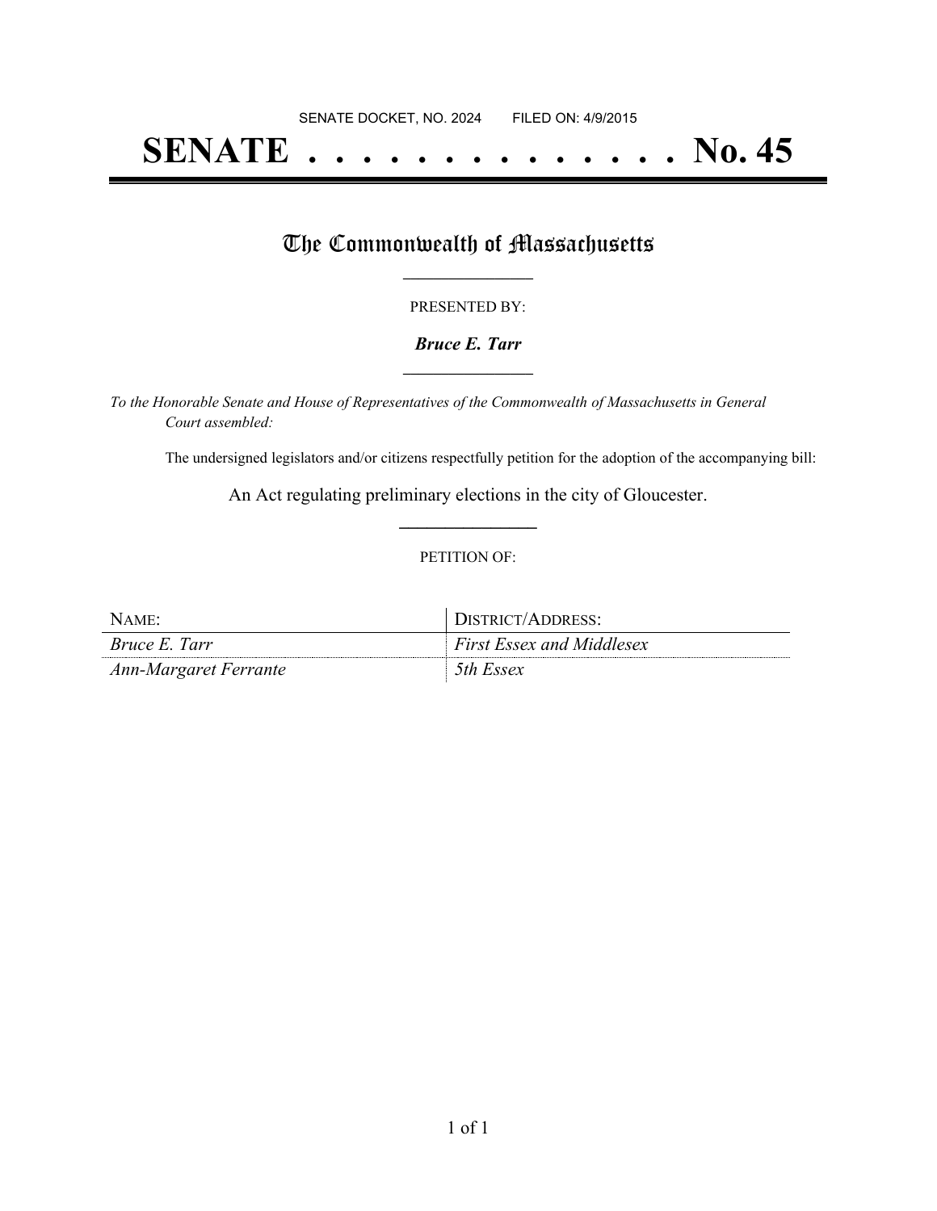SENATE DOCKET, NO. 2024 FILED ON: 4/9/2015

# SENATE . . . . . . . . . . . . . . . No. 45

## The Commonwealth of Massachusetts

PRESENTED BY:

***Bruce E. Tarr***

*To the Honorable Senate and House of Representatives of the Commonwealth of Massachusetts in General Court assembled:*

The undersigned legislators and/or citizens respectfully petition for the adoption of the accompanying bill:

An Act regulating preliminary elections in the city of Gloucester.

PETITION OF:

| NAME: | DISTRICT/ADDRESS: |
| --- | --- |
| *Bruce E. Tarr* | *First Essex and Middlesex* |
| *Ann-Margaret Ferrante* | *5th Essex* |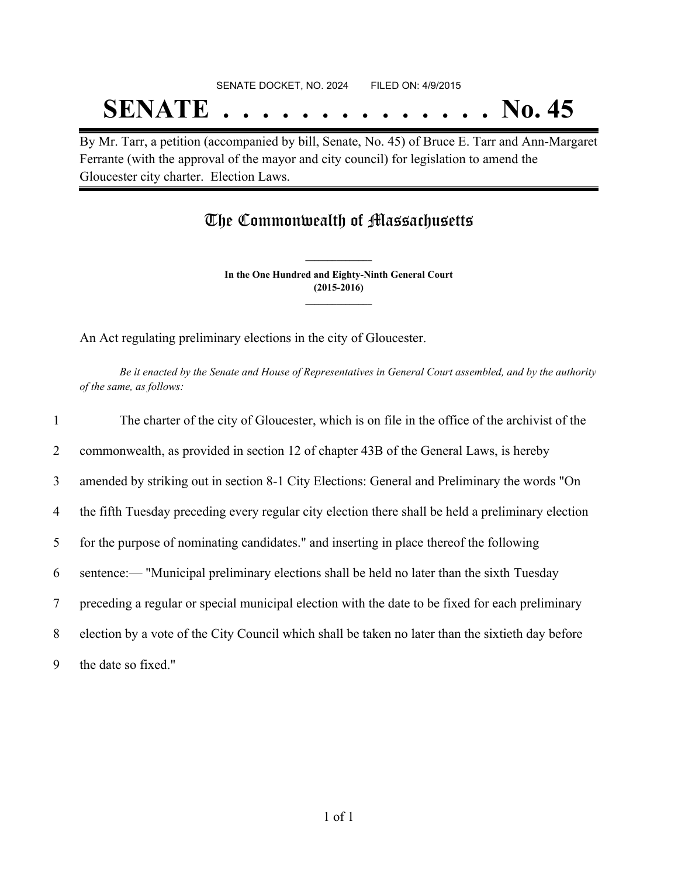SENATE DOCKET, NO. 2024        FILED ON: 4/9/2015

# SENATE . . . . . . . . . . . . . . No. 45

By Mr. Tarr, a petition (accompanied by bill, Senate, No. 45) of Bruce E. Tarr and Ann-Margaret Ferrante (with the approval of the mayor and city council) for legislation to amend the Gloucester city charter. Election Laws.

## The Commonwealth of Massachusetts

**In the One Hundred and Eighty-Ninth General Court**
**(2015-2016)**

An Act regulating preliminary elections in the city of Gloucester.

*Be it enacted by the Senate and House of Representatives in General Court assembled, and by the authority of the same, as follows:*

1 The charter of the city of Gloucester, which is on file in the office of the archivist of the
2 commonwealth, as provided in section 12 of chapter 43B of the General Laws, is hereby
3 amended by striking out in section 8-1 City Elections: General and Preliminary the words "On
4 the fifth Tuesday preceding every regular city election there shall be held a preliminary election
5 for the purpose of nominating candidates." and inserting in place thereof the following
6 sentence:— "Municipal preliminary elections shall be held no later than the sixth Tuesday
7 preceding a regular or special municipal election with the date to be fixed for each preliminary
8 election by a vote of the City Council which shall be taken no later than the sixtieth day before
9 the date so fixed."